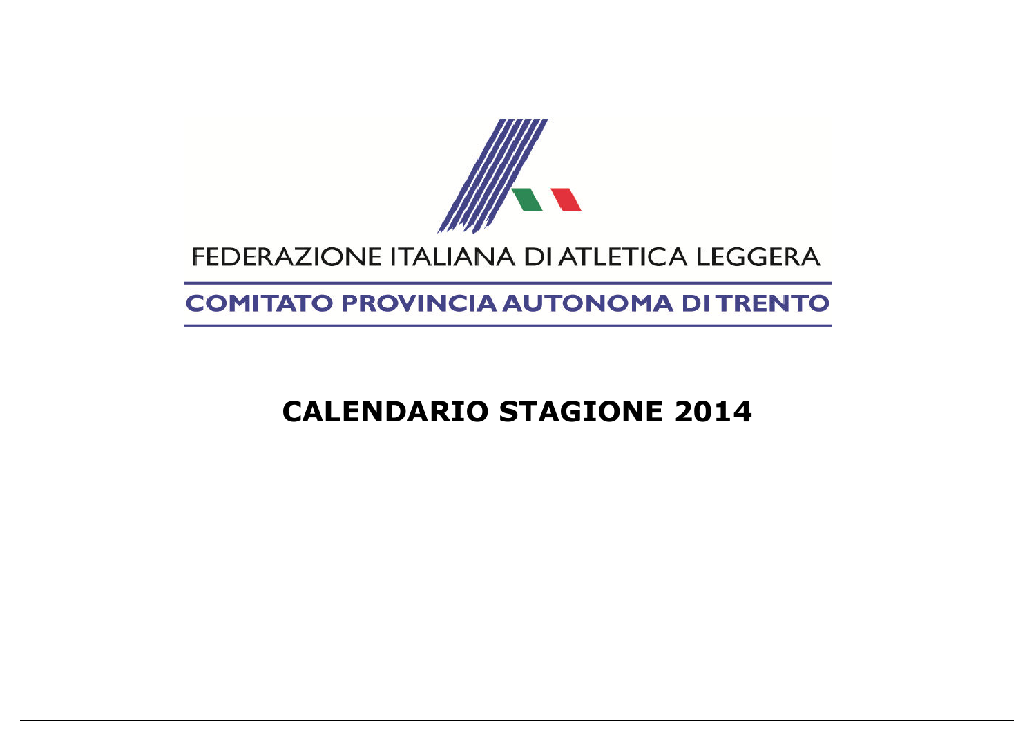FEDERAZIONE ITALIANA DI ATLETICA LEGGERA

**COMITATO PROVINCIA AUTONOMA DI TRENTO**

# CALENDARIO STAGIONE 2014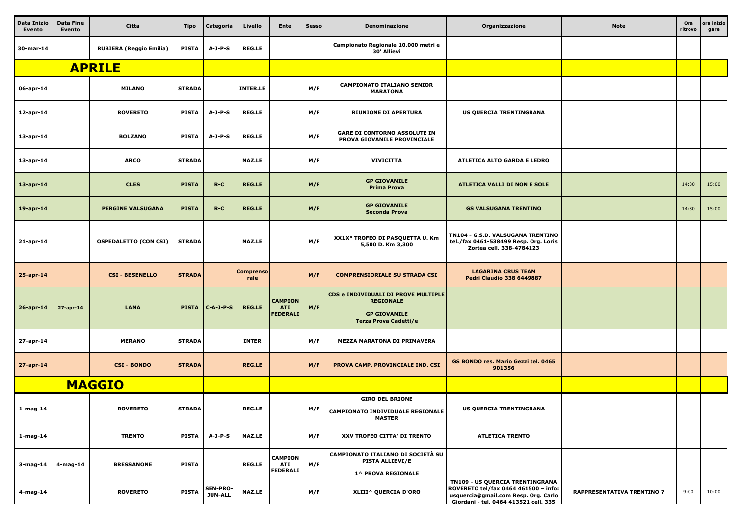| Data Inizio Evento | Data Fine Evento | Citta | Tipo | Categoria | Livello | Ente | Sesso | Denominazione | Organizzazione | Note | Ora ritrovo | ora inizio gare |
|---|---|---|---|---|---|---|---|---|---|---|---|---|
| 30-mar-14 | | RUBIERA (Reggio Emilia) | PISTA | A-J-P-S | REG.LE | | | Campionato Regionale 10.000 metri e 30' Allievi | | | | |
| **APRILE** | | | | | | | | | | | | |
| 06-apr-14 | | MILANO | STRADA | | INTER.LE | | M/F | CAMPIONATO ITALIANO SENIOR MARATONA | | | | |
| 12-apr-14 | | ROVERETO | PISTA | A-J-P-S | REG.LE | | M/F | RIUNIONE DI APERTURA | US QUERCIA TRENTINGRANA | | | |
| 13-apr-14 | | BOLZANO | PISTA | A-J-P-S | REG.LE | | M/F | GARE DI CONTORNO ASSOLUTE IN PROVA GIOVANILE PROVINCIALE | | | | |
| 13-apr-14 | | ARCO | STRADA | | NAZ.LE | | M/F | VIVICITTA | ATLETICA ALTO GARDA E LEDRO | | | |
| 13-apr-14 | | CLES | PISTA | R-C | REG.LE | | M/F | GP GIOVANILE Prima Prova | ATLETICA VALLI DI NON E SOLE | | 14:30 | 15:00 |
| 19-apr-14 | | PERGINE VALSUGANA | PISTA | R-C | REG.LE | | M/F | GP GIOVANILE Seconda Prova | GS VALSUGANA TRENTINO | | 14:30 | 15:00 |
| 21-apr-14 | | OSPEDALETTO (CON CSI) | STRADA | | NAZ.LE | | M/F | XX1X° TROFEO DI PASQUETTA U. Km 5,500 D. Km 3,300 | TN104 - G.S.D. VALSUGANA TRENTINO tel./fax 0461-538499 Resp. Org. Loris Zortea cell. 338-4784123 | | | |
| 25-apr-14 | | CSI - BESENELLO | STRADA | | Comprensoriale | | M/F | COMPRENSIORIALE SU STRADA CSI | LAGARINA CRUS TEAM Pedri Claudio 338 6449887 | | | |
| 26-apr-14 | 27-apr-14 | LANA | PISTA | C-A-J-P-S | REG.LE | CAMPIONATI FEDERALI | M/F | CDS e INDIVIDUALI DI PROVE MULTIPLE REGIONALE<br>GP GIOVANILE Terza Prova Cadetti/e | | | | |
| 27-apr-14 | | MERANO | STRADA | | INTER | | M/F | MEZZA MARATONA DI PRIMAVERA | | | | |
| 27-apr-14 | | CSI - BONDO | STRADA | | REG.LE | | M/F | PROVA CAMP. PROVINCIALE IND. CSI | GS BONDO res. Mario Gezzi tel. 0465 901356 | | | |
| **MAGGIO** | | | | | | | | | | | | |
| 1-mag-14 | | ROVERETO | STRADA | | REG.LE | | M/F | GIRO DEL BRIONE<br>CAMPIONATO INDIVIDUALE REGIONALE MASTER | US QUERCIA TRENTINGRANA | | | |
| 1-mag-14 | | TRENTO | PISTA | A-J-P-S | NAZ.LE | | M/F | XXV TROFEO CITTA' DI TRENTO | ATLETICA TRENTO | | | |
| 3-mag-14 | 4-mag-14 | BRESSANONE | PISTA | | REG.LE | CAMPIONATI FEDERALI | M/F | CAMPIONATO ITALIANO DI SOCIETÀ SU PISTA ALLIEVI/E<br>1^ PROVA REGIONALE | | | | |
| 4-mag-14 | | ROVERETO | PISTA | SEN-PRO-JUN-ALL | NAZ.LE | | M/F | XLIII^ QUERCIA D'ORO | TN109 - US QUERCIA TRENTINGRANA ROVERETO tel/fax 0464 461500 – info: usquercia@gmail.com Resp. Org. Carlo Giordani - tel. 0464 413521 cell. 335 | RAPPRESENTATIVA TRENTINO ? | 9:00 | 10:00 |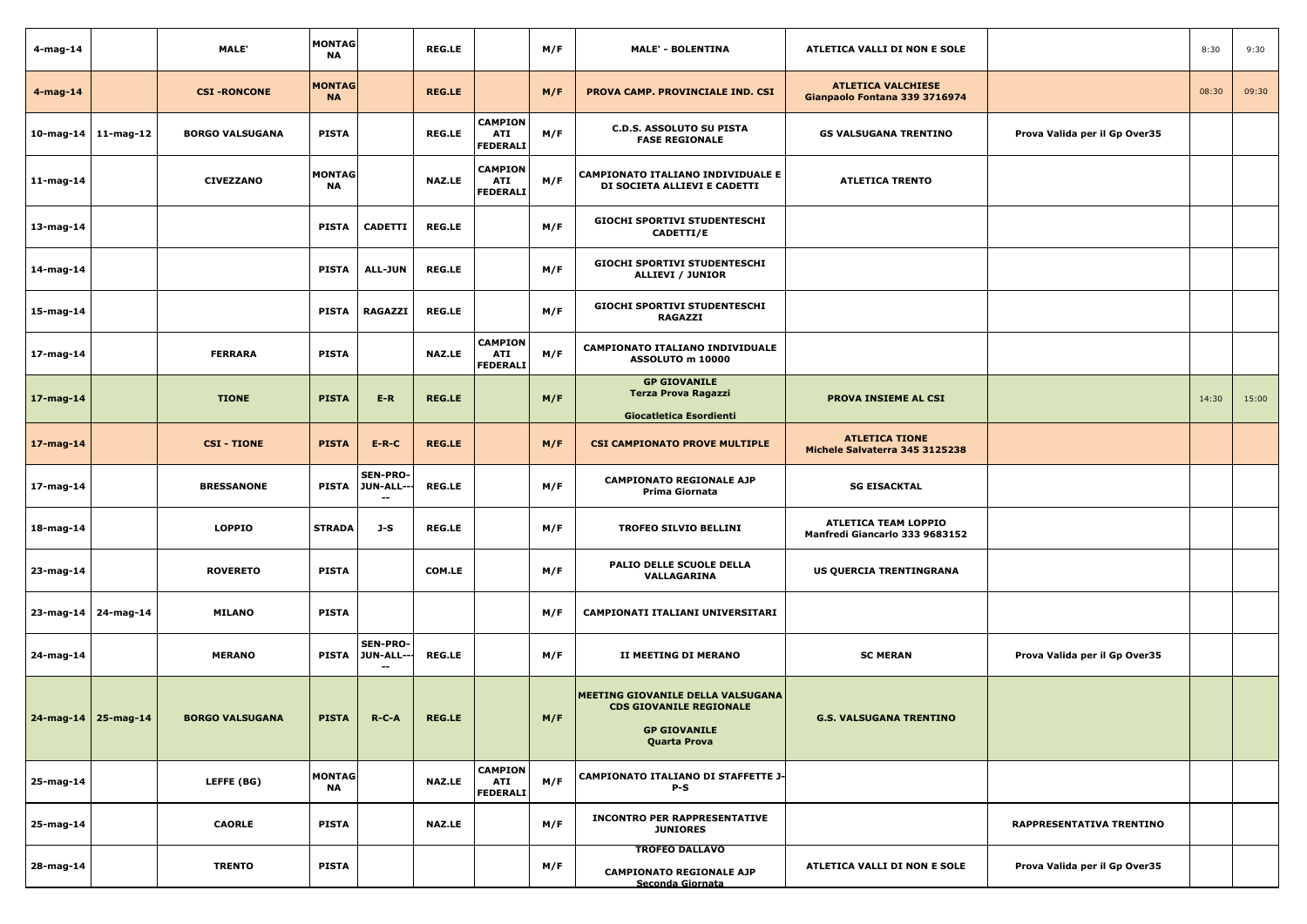| | | | | | | | | | | | | |
|---|---|---|---|---|---|---|---|---|---|---|---|---|
| 4-mag-14 | | MALE' | MONTAGNA | | REG.LE | | M/F | MALE' - BOLENTINA | ATLETICA VALLI DI NON E SOLE | | 8:30 | 9:30 |
| 4-mag-14 | | CSI -RONCONE | MONTAGNA | | REG.LE | | M/F | PROVA CAMP. PROVINCIALE IND. CSI | ATLETICA VALCHIESE Gianpaolo Fontana 339 3716974 | | 08:30 | 09:30 |
| 10-mag-14 | 11-mag-12 | BORGO VALSUGANA | PISTA | | REG.LE | CAMPIONATI FEDERALI | M/F | C.D.S. ASSOLUTO SU PISTA FASE REGIONALE | GS VALSUGANA TRENTINO | Prova Valida per il Gp Over35 | | |
| 11-mag-14 | | CIVEZZANO | MONTAGNA | | NAZ.LE | CAMPIONATI FEDERALI | M/F | CAMPIONATO ITALIANO INDIVIDUALE E DI SOCIETA ALLIEVI E CADETTI | ATLETICA TRENTO | | | |
| 13-mag-14 | | | PISTA | CADETTI | REG.LE | | M/F | GIOCHI SPORTIVI STUDENTESCHI CADETTI/E | | | | |
| 14-mag-14 | | | PISTA | ALL-JUN | REG.LE | | M/F | GIOCHI SPORTIVI STUDENTESCHI ALLIEVI / JUNIOR | | | | |
| 15-mag-14 | | | PISTA | RAGAZZI | REG.LE | | M/F | GIOCHI SPORTIVI STUDENTESCHI RAGAZZI | | | | |
| 17-mag-14 | | FERRARA | PISTA | | NAZ.LE | CAMPIONATI FEDERALI | M/F | CAMPIONATO ITALIANO INDIVIDUALE ASSOLUTO m 10000 | | | | |
| 17-mag-14 | | TIONE | PISTA | E-R | REG.LE | | M/F | GP GIOVANILE Terza Prova Ragazzi Giocatletica Esordienti | PROVA INSIEME AL CSI | | 14:30 | 15:00 |
| 17-mag-14 | | CSI - TIONE | PISTA | E-R-C | REG.LE | | M/F | CSI CAMPIONATO PROVE MULTIPLE | ATLETICA TIONE Michele Salvaterra 345 3125238 | | | |
| 17-mag-14 | | BRESSANONE | PISTA | SEN-PRO-JUN-ALL----- | REG.LE | | M/F | CAMPIONATO REGIONALE AJP Prima Giornata | SG EISACKTAL | | | |
| 18-mag-14 | | LOPPIO | STRADA | J-S | REG.LE | | M/F | TROFEO SILVIO BELLINI | ATLETICA TEAM LOPPIO Manfredi Giancarlo 333 9683152 | | | |
| 23-mag-14 | | ROVERETO | PISTA | | COM.LE | | M/F | PALIO DELLE SCUOLE DELLA VALLAGARINA | US QUERCIA TRENTINGRANA | | | |
| 23-mag-14 | 24-mag-14 | MILANO | PISTA | | | | M/F | CAMPIONATI ITALIANI UNIVERSITARI | | | | |
| 24-mag-14 | | MERANO | PISTA | SEN-PRO-JUN-ALL----- | REG.LE | | M/F | II MEETING DI MERANO | SC MERAN | Prova Valida per il Gp Over35 | | |
| 24-mag-14 | 25-mag-14 | BORGO VALSUGANA | PISTA | R-C-A | REG.LE | | M/F | MEETING GIOVANILE DELLA VALSUGANA CDS GIOVANILE REGIONALE GP GIOVANILE Quarta Prova | G.S. VALSUGANA TRENTINO | | | |
| 25-mag-14 | | LEFFE (BG) | MONTAGNA | | NAZ.LE | CAMPIONATI FEDERALI | M/F | CAMPIONATO ITALIANO DI STAFFETTE J-P-S | | | | |
| 25-mag-14 | | CAORLE | PISTA | | NAZ.LE | | M/F | INCONTRO PER RAPPRESENTATIVE JUNIORES | | RAPPRESENTATIVA TRENTINO | | |
| 28-mag-14 | | TRENTO | PISTA | | | | M/F | TROFEO DALLAVO CAMPIONATO REGIONALE AJP Seconda Giornata | ATLETICA VALLI DI NON E SOLE | Prova Valida per il Gp Over35 | | |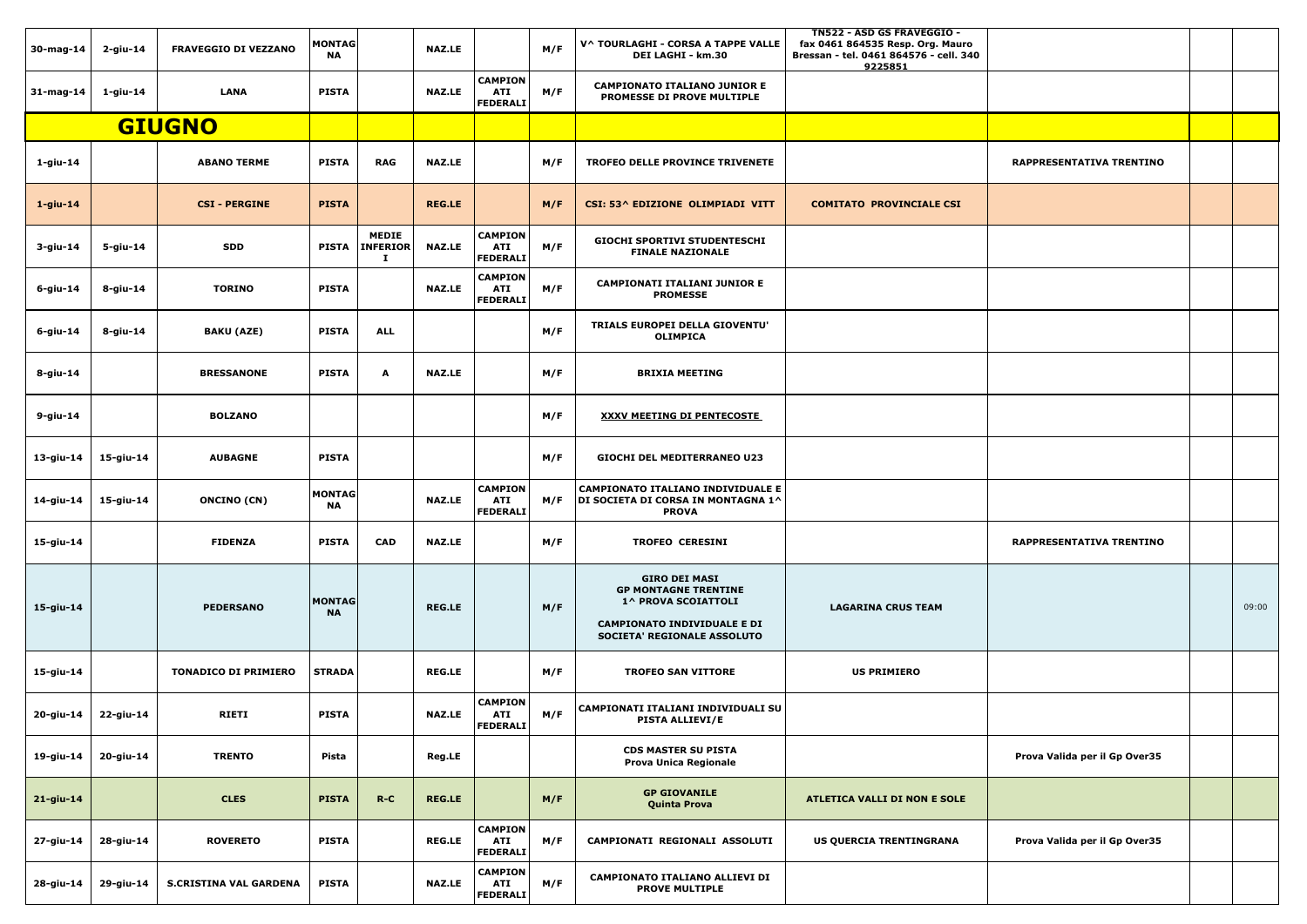| | | | | | | | | | | | | |
|---|---|---|---|---|---|---|---|---|---|---|---|---|
| 30-mag-14 | 2-giu-14 | FRAVEGGIO DI VEZZANO | MONTAGNA | | NAZ.LE | | M/F | V^ TOURLAGHI - CORSA A TAPPE VALLE DEI LAGHI - km.30 | TN522 - ASD GS FRAVEGGIO - fax 0461 864535 Resp. Org. Mauro Bressan - tel. 0461 864576 - cell. 340 9225851 | | | |
| 31-mag-14 | 1-giu-14 | LANA | PISTA | | NAZ.LE | CAMPIONATI FEDERALI | M/F | CAMPIONATO ITALIANO JUNIOR E PROMESSE DI PROVE MULTIPLE | | | | |
| **GIUGNO** | | | | | | | | | | | | |
| 1-giu-14 | | ABANO TERME | PISTA | RAG | NAZ.LE | | M/F | TROFEO DELLE PROVINCE TRIVENETE | | RAPPRESENTATIVA TRENTINO | | |
| 1-giu-14 | | CSI - PERGINE | PISTA | | REG.LE | | M/F | CSI: 53^ EDIZIONE OLIMPIADI VITT | COMITATO PROVINCIALE CSI | | | |
| 3-giu-14 | 5-giu-14 | SDD | PISTA | MEDIE INFERIORI | NAZ.LE | CAMPIONATI FEDERALI | M/F | GIOCHI SPORTIVI STUDENTESCHI FINALE NAZIONALE | | | | |
| 6-giu-14 | 8-giu-14 | TORINO | PISTA | | NAZ.LE | CAMPIONATI FEDERALI | M/F | CAMPIONATI ITALIANI JUNIOR E PROMESSE | | | | |
| 6-giu-14 | 8-giu-14 | BAKU (AZE) | PISTA | ALL | | | M/F | TRIALS EUROPEI DELLA GIOVENTU' OLIMPICA | | | | |
| 8-giu-14 | | BRESSANONE | PISTA | A | NAZ.LE | | M/F | BRIXIA MEETING | | | | |
| 9-giu-14 | | BOLZANO | | | | | M/F | XXXV MEETING DI PENTECOSTE | | | | |
| 13-giu-14 | 15-giu-14 | AUBAGNE | PISTA | | | | M/F | GIOCHI DEL MEDITERRANEO U23 | | | | |
| 14-giu-14 | 15-giu-14 | ONCINO (CN) | MONTAGNA | | NAZ.LE | CAMPIONATI FEDERALI | M/F | CAMPIONATO ITALIANO INDIVIDUALE E DI SOCIETA DI CORSA IN MONTAGNA 1^ PROVA | | | | |
| 15-giu-14 | | FIDENZA | PISTA | CAD | NAZ.LE | | M/F | TROFEO CERESINI | | RAPPRESENTATIVA TRENTINO | | |
| 15-giu-14 | | PEDERSANO | MONTAGNA | | REG.LE | | M/F | GIRO DEI MASI GP MONTAGNE TRENTINE 1^ PROVA SCOIATTOLI CAMPIONATO INDIVIDUALE E DI SOCIETA' REGIONALE ASSOLUTO | LAGARINA CRUS TEAM | | | 09:00 |
| 15-giu-14 | | TONADICO DI PRIMIERO | STRADA | | REG.LE | | M/F | TROFEO SAN VITTORE | US PRIMIERO | | | |
| 20-giu-14 | 22-giu-14 | RIETI | PISTA | | NAZ.LE | CAMPIONATI FEDERALI | M/F | CAMPIONATI ITALIANI INDIVIDUALI SU PISTA ALLIEVI/E | | | | |
| 19-giu-14 | 20-giu-14 | TRENTO | Pista | | Reg.LE | | | CDS MASTER SU PISTA Prova Unica Regionale | | Prova Valida per il Gp Over35 | | |
| 21-giu-14 | | CLES | PISTA | R-C | REG.LE | | M/F | GP GIOVANILE Quinta Prova | ATLETICA VALLI DI NON E SOLE | | | |
| 27-giu-14 | 28-giu-14 | ROVERETO | PISTA | | REG.LE | CAMPIONATI FEDERALI | M/F | CAMPIONATI REGIONALI ASSOLUTI | US QUERCIA TRENTINGRANA | Prova Valida per il Gp Over35 | | |
| 28-giu-14 | 29-giu-14 | S.CRISTINA VAL GARDENA | PISTA | | NAZ.LE | CAMPIONATI FEDERALI | M/F | CAMPIONATO ITALIANO ALLIEVI DI PROVE MULTIPLE | | | | |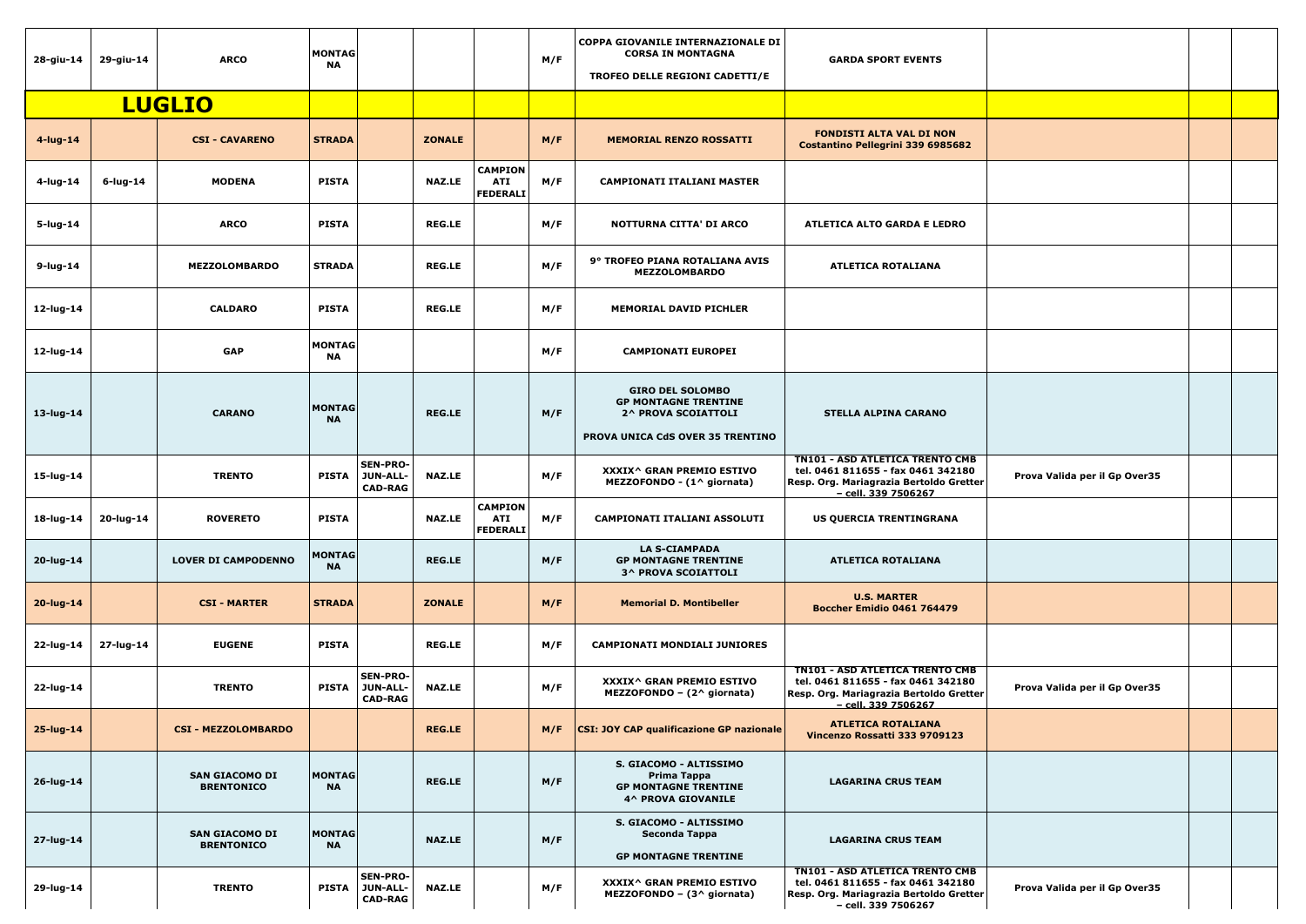| | | | | | | | | | | | | |
|---|---|---|---|---|---|---|---|---|---|---|---|---|
| 28-giu-14 | 29-giu-14 | ARCO | MONTAGNA | | | | M/F | COPPA GIOVANILE INTERNAZIONALE DI CORSA IN MONTAGNA<br>TROFEO DELLE REGIONI CADETTI/E | GARDA SPORT EVENTS | | | |
| **LUGLIO** | | | | | | | | | | | | |
| 4-lug-14 | | CSI - CAVARENO | STRADA | | ZONALE | | M/F | MEMORIAL RENZO ROSSATTI | FONDISTI ALTA VAL DI NON<br>Costantino Pellegrini 339 6985682 | | | |
| 4-lug-14 | 6-lug-14 | MODENA | PISTA | | NAZ.LE | CAMPIONATI FEDERALI | M/F | CAMPIONATI ITALIANI MASTER | | | | |
| 5-lug-14 | | ARCO | PISTA | | REG.LE | | M/F | NOTTURNA CITTA' DI ARCO | ATLETICA ALTO GARDA E LEDRO | | | |
| 9-lug-14 | | MEZZOLOMBARDO | STRADA | | REG.LE | | M/F | 9° TROFEO PIANA ROTALIANA AVIS MEZZOLOMBARDO | ATLETICA ROTALIANA | | | |
| 12-lug-14 | | CALDARO | PISTA | | REG.LE | | M/F | MEMORIAL DAVID PICHLER | | | | |
| 12-lug-14 | | GAP | MONTAGNA | | | | M/F | CAMPIONATI EUROPEI | | | | |
| 13-lug-14 | | CARANO | MONTAGNA | | REG.LE | | M/F | GIRO DEL SOLOMBO<br>GP MONTAGNE TRENTINE<br>2^ PROVA SCOIATTOLI<br>PROVA UNICA CdS OVER 35 TRENTINO | STELLA ALPINA CARANO | | | |
| 15-lug-14 | | TRENTO | PISTA | SEN-PRO-JUN-ALL-CAD-RAG | NAZ.LE | | M/F | XXXIX^ GRAN PREMIO ESTIVO MEZZOFONDO - (1^ giornata) | TN101 - ASD ATLETICA TRENTO CMB<br>tel. 0461 811655 - fax 0461 342180<br>Resp. Org. Mariagrazia Bertoldo Gretter – cell. 339 7506267 | Prova Valida per il Gp Over35 | | |
| 18-lug-14 | 20-lug-14 | ROVERETO | PISTA | | NAZ.LE | CAMPIONATI FEDERALI | M/F | CAMPIONATI ITALIANI ASSOLUTI | US QUERCIA TRENTINGRANA | | | |
| 20-lug-14 | | LOVER DI CAMPODENNO | MONTAGNA | | REG.LE | | M/F | LA S-CIAMPADA<br>GP MONTAGNE TRENTINE<br>3^ PROVA SCOIATTOLI | ATLETICA ROTALIANA | | | |
| 20-lug-14 | | CSI - MARTER | STRADA | | ZONALE | | M/F | Memorial D. Montibeller | U.S. MARTER<br>Boccher Emidio 0461 764479 | | | |
| 22-lug-14 | 27-lug-14 | EUGENE | PISTA | | REG.LE | | M/F | CAMPIONATI MONDIALI JUNIORES | | | | |
| 22-lug-14 | | TRENTO | PISTA | SEN-PRO-JUN-ALL-CAD-RAG | NAZ.LE | | M/F | XXXIX^ GRAN PREMIO ESTIVO MEZZOFONDO – (2^ giornata) | TN101 - ASD ATLETICA TRENTO CMB<br>tel. 0461 811655 - fax 0461 342180<br>Resp. Org. Mariagrazia Bertoldo Gretter – cell. 339 7506267 | Prova Valida per il Gp Over35 | | |
| 25-lug-14 | | CSI - MEZZOLOMBARDO | | | REG.LE | | M/F | CSI: JOY CAP qualificazione GP nazionale | ATLETICA ROTALIANA<br>Vincenzo Rossatti 333 9709123 | | | |
| 26-lug-14 | | SAN GIACOMO DI BRENTONICO | MONTAGNA | | REG.LE | | M/F | S. GIACOMO - ALTISSIMO<br>Prima Tappa<br>GP MONTAGNE TRENTINE<br>4^ PROVA GIOVANILE | LAGARINA CRUS TEAM | | | |
| 27-lug-14 | | SAN GIACOMO DI BRENTONICO | MONTAGNA | | NAZ.LE | | M/F | S. GIACOMO - ALTISSIMO<br>Seconda Tappa<br>GP MONTAGNE TRENTINE | LAGARINA CRUS TEAM | | | |
| 29-lug-14 | | TRENTO | PISTA | SEN-PRO-JUN-ALL-CAD-RAG | NAZ.LE | | M/F | XXXIX^ GRAN PREMIO ESTIVO MEZZOFONDO – (3^ giornata) | TN101 - ASD ATLETICA TRENTO CMB<br>tel. 0461 811655 - fax 0461 342180<br>Resp. Org. Mariagrazia Bertoldo Gretter – cell. 339 7506267 | Prova Valida per il Gp Over35 | | |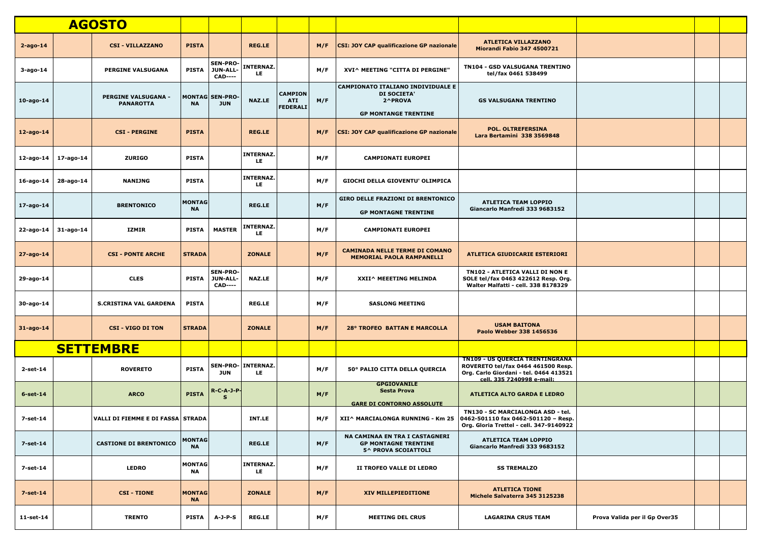| **AGOSTO** | | | | | | | | | | | | |
|---|---|---|---|---|---|---|---|---|---|---|---|---|
| 2-ago-14 | | CSI - VILLAZZANO | PISTA | | REG.LE | | M/F | CSI: JOY CAP qualificazione GP nazionale | ATLETICA VILLAZZANO Miorandi Fabio 347 4500721 | | | |
| 3-ago-14 | | PERGINE VALSUGANA | PISTA | SEN-PRO-JUN-ALL-CAD---- | INTERNAZ.LE | | M/F | XVI^ MEETING "CITTA DI PERGINE" | TN104 - GSD VALSUGANA TRENTINO tel/fax 0461 538499 | | | |
| 10-ago-14 | | PERGINE VALSUGANA - PANAROTTA | MONTAGNA | SEN-PRO-JUN | NAZ.LE | CAMPIONATI FEDERALI | M/F | CAMPIONATO ITALIANO INDIVIDUALE E DI SOCIETA' 2^PROVA GP MONTANGE TRENTINE | GS VALSUGANA TRENTINO | | | |
| 12-ago-14 | | CSI - PERGINE | PISTA | | REG.LE | | M/F | CSI: JOY CAP qualificazione GP nazionale | POL. OLTREFERSINA Lara Bertamini 338 3569848 | | | |
| 12-ago-14 | 17-ago-14 | ZURIGO | PISTA | | INTERNAZ.LE | | M/F | CAMPIONATI EUROPEI | | | | |
| 16-ago-14 | 28-ago-14 | NANIJNG | PISTA | | INTERNAZ.LE | | M/F | GIOCHI DELLA GIOVENTU' OLIMPICA | | | | |
| 17-ago-14 | | BRENTONICO | MONTAGNA | | REG.LE | | M/F | GIRO DELLE FRAZIONI DI BRENTONICO GP MONTAGNE TRENTINE | ATLETICA TEAM LOPPIO Giancarlo Manfredi 333 9683152 | | | |
| 22-ago-14 | 31-ago-14 | IZMIR | PISTA | MASTER | INTERNAZ.LE | | M/F | CAMPIONATI EUROPEI | | | | |
| 27-ago-14 | | CSI - PONTE ARCHE | STRADA | | ZONALE | | M/F | CAMINADA NELLE TERME DI COMANO MEMORIAL PAOLA RAMPANELLI | ATLETICA GIUDICARIE ESTERIORI | | | |
| 29-ago-14 | | CLES | PISTA | SEN-PRO-JUN-ALL-CAD---- | NAZ.LE | | M/F | XXII^ MEEETING MELINDA | TN102 - ATLETICA VALLI DI NON E SOLE tel/fax 0463 422612 Resp. Org. Walter Malfatti - cell. 338 8178329 | | | |
| 30-ago-14 | | S.CRISTINA VAL GARDENA | PISTA | | REG.LE | | M/F | SASLONG MEETING | | | | |
| 31-ago-14 | | CSI - VIGO DI TON | STRADA | | ZONALE | | M/F | 28° TROFEO BATTAN E MARCOLLA | USAM BAITONA Paolo Webber 338 1456536 | | | |
| **SETTEMBRE** | | | | | | | | | | | | |
| 2-set-14 | | ROVERETO | PISTA | SEN-PRO-JUN | INTERNAZ.LE | | M/F | 50° PALIO CITTA DELLA QUERCIA | TN109 - US QUERCIA TRENTINGRANA ROVERETO tel/fax 0464 461500 Resp. Org. Carlo Giordani - tel. 0464 413521 cell. 335 7240998 e-mail: | | | |
| 6-set-14 | | ARCO | PISTA | R-C-A-J-P-S | | | M/F | GPGIOVANILE Sesta Prova GARE DI CONTORNO ASSOLUTE | ATLETICA ALTO GARDA E LEDRO | | | |
| 7-set-14 | | VALLI DI FIEMME E DI FASSA | STRADA | | INT.LE | | M/F | XII^ MARCIALONGA RUNNING - Km 25 | TN130 - SC MARCIALONGA ASD - tel. 0462-501110 fax 0462-501120 – Resp. Org. Gloria Trettel - cell. 347-9140922 | | | |
| 7-set-14 | | CASTIONE DI BRENTONICO | MONTAGNA | | REG.LE | | M/F | NA CAMINAA EN TRA I CASTAGNERI GP MONTAGNE TRENTINE 5^ PROVA SCOIATTOLI | ATLETICA TEAM LOPPIO Giancarlo Manfredi 333 9683152 | | | |
| 7-set-14 | | LEDRO | MONTAGNA | | INTERNAZ.LE | | M/F | II TROFEO VALLE DI LEDRO | SS TREMALZO | | | |
| 7-set-14 | | CSI - TIONE | MONTAGNA | | ZONALE | | M/F | XIV MILLEPIEDITIONE | ATLETICA TIONE Michele Salvaterra 345 3125238 | | | |
| 11-set-14 | | TRENTO | PISTA | A-J-P-S | REG.LE | | M/F | MEETING DEL CRUS | LAGARINA CRUS TEAM | Prova Valida per il Gp Over35 | | |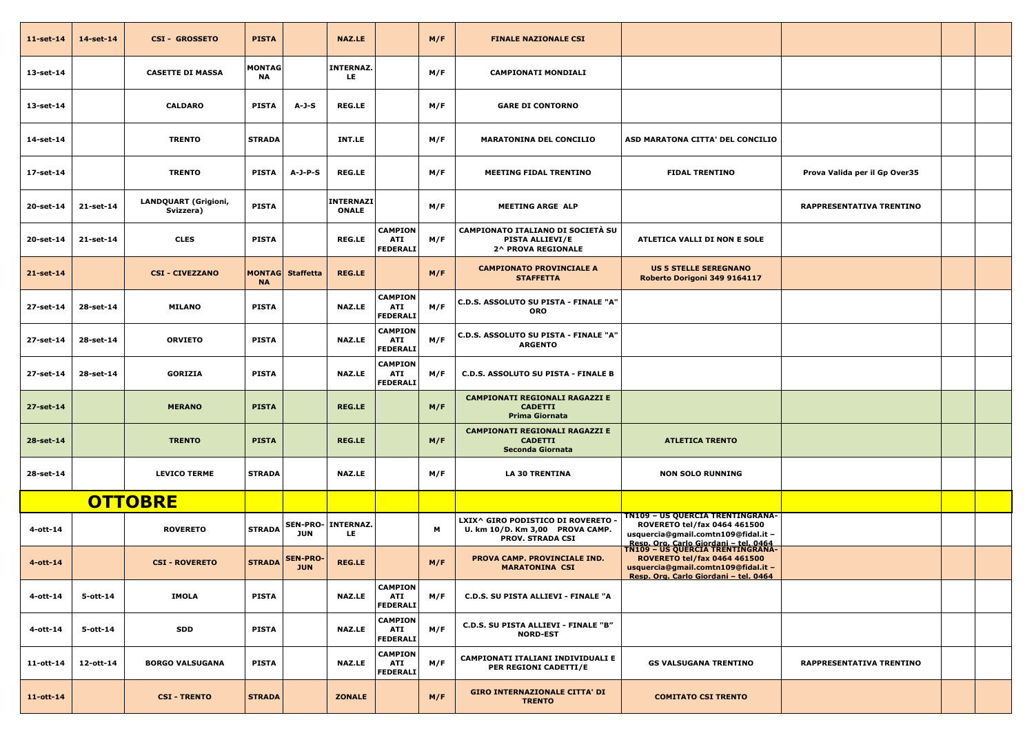| | | | | | | | | | | | | |
|---|---|---|---|---|---|---|---|---|---|---|---|---|
| 11-set-14 | 14-set-14 | CSI - GROSSETO | PISTA | | NAZ.LE | | M/F | FINALE NAZIONALE CSI | | | | |
| 13-set-14 | | CASETTE DI MASSA | MONTAGNA | | INTERNAZ.LE | | M/F | CAMPIONATI MONDIALI | | | | |
| 13-set-14 | | CALDARO | PISTA | A-J-S | REG.LE | | M/F | GARE DI CONTORNO | | | | |
| 14-set-14 | | TRENTO | STRADA | | INT.LE | | M/F | MARATONINA DEL CONCILIO | ASD MARATONA CITTA' DEL CONCILIO | | | |
| 17-set-14 | | TRENTO | PISTA | A-J-P-S | REG.LE | | M/F | MEETING FIDAL TRENTINO | FIDAL TRENTINO | Prova Valida per il Gp Over35 | | |
| 20-set-14 | 21-set-14 | LANDQUART (Grigioni, Svizzera) | PISTA | | INTERNAZIONALE | | M/F | MEETING ARGE ALP | | RAPPRESENTATIVA TRENTINO | | |
| 20-set-14 | 21-set-14 | CLES | PISTA | | REG.LE | CAMPIONATI FEDERALI | M/F | CAMPIONATO ITALIANO DI SOCIETÀ SU PISTA ALLIEVI/E 2^ PROVA REGIONALE | ATLETICA VALLI DI NON E SOLE | | | |
| 21-set-14 | | CSI - CIVEZZANO | MONTAGNA | Staffetta | REG.LE | | M/F | CAMPIONATO PROVINCIALE A STAFFETTA | US 5 STELLE SEREGNANO Roberto Dorigoni 349 9164117 | | | |
| 27-set-14 | 28-set-14 | MILANO | PISTA | | NAZ.LE | CAMPIONATI FEDERALI | M/F | C.D.S. ASSOLUTO SU PISTA - FINALE "A" ORO | | | | |
| 27-set-14 | 28-set-14 | ORVIETO | PISTA | | NAZ.LE | CAMPIONATI FEDERALI | M/F | C.D.S. ASSOLUTO SU PISTA - FINALE "A" ARGENTO | | | | |
| 27-set-14 | 28-set-14 | GORIZIA | PISTA | | NAZ.LE | CAMPIONATI FEDERALI | M/F | C.D.S. ASSOLUTO SU PISTA - FINALE B | | | | |
| 27-set-14 | | MERANO | PISTA | | REG.LE | | M/F | CAMPIONATI REGIONALI RAGAZZI E CADETTI Prima Giornata | | | | |
| 28-set-14 | | TRENTO | PISTA | | REG.LE | | M/F | CAMPIONATI REGIONALI RAGAZZI E CADETTI Seconda Giornata | ATLETICA TRENTO | | | |
| 28-set-14 | | LEVICO TERME | STRADA | | NAZ.LE | | M/F | LA 30 TRENTINA | NON SOLO RUNNING | | | |
| **OTTOBRE** | | | | | | | | | | | | |
| 4-ott-14 | | ROVERETO | STRADA | SEN-PRO-JUN | INTERNAZ.LE | | M | LXIX^ GIRO PODISTICO DI ROVERETO - U. km 10/D. Km 3,00 PROVA CAMP. PROV. STRADA CSI | TN109 – US QUERCIA TRENTINGRANA-ROVERETO tel/fax 0464 461500 usquercia@gmail.comtn109@fidal.it – Resp. Org. Carlo Giordani – tel. 0464 | | | |
| 4-ott-14 | | CSI - ROVERETO | STRADA | SEN-PRO-JUN | REG.LE | | M/F | PROVA CAMP. PROVINCIALE IND. MARATONINA CSI | TN109 – US QUERCIA TRENTINGRANA-ROVERETO tel/fax 0464 461500 usquercia@gmail.comtn109@fidal.it – Resp. Org. Carlo Giordani – tel. 0464 | | | |
| 4-ott-14 | 5-ott-14 | IMOLA | PISTA | | NAZ.LE | CAMPIONATI FEDERALI | M/F | C.D.S. SU PISTA ALLIEVI - FINALE "A | | | | |
| 4-ott-14 | 5-ott-14 | SDD | PISTA | | NAZ.LE | CAMPIONATI FEDERALI | M/F | C.D.S. SU PISTA ALLIEVI - FINALE "B" NORD-EST | | | | |
| 11-ott-14 | 12-ott-14 | BORGO VALSUGANA | PISTA | | NAZ.LE | CAMPIONATI FEDERALI | M/F | CAMPIONATI ITALIANI INDIVIDUALI E PER REGIONI CADETTI/E | GS VALSUGANA TRENTINO | RAPPRESENTATIVA TRENTINO | | |
| 11-ott-14 | | CSI - TRENTO | STRADA | | ZONALE | | M/F | GIRO INTERNAZIONALE CITTA' DI TRENTO | COMITATO CSI TRENTO | | | |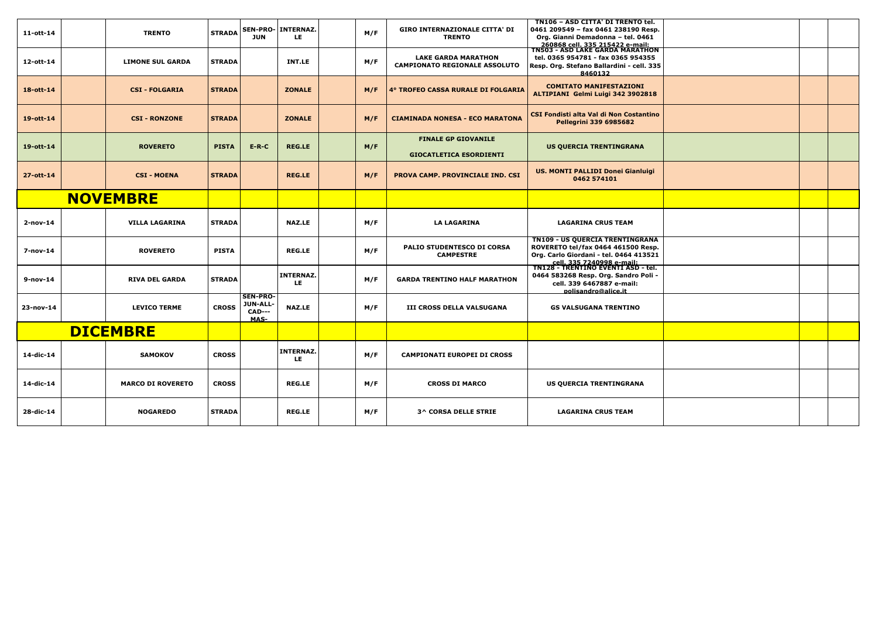| | | | | | | | | | | | | |
|---|---|---|---|---|---|---|---|---|---|---|---|---|
| 11-ott-14 | | TRENTO | STRADA | SEN-PRO-JUN | INTERNAZ.LE | | M/F | GIRO INTERNAZIONALE CITTA' DI TRENTO | TN106 – ASD CITTA' DI TRENTO tel. 0461 209549 – fax 0461 238190 Resp. Org. Gianni Demadonna – tel. 0461 260868 cell. 335 215422 e-mail: | | | |
| 12-ott-14 | | LIMONE SUL GARDA | STRADA | | INT.LE | | M/F | LAKE GARDA MARATHON CAMPIONATO REGIONALE ASSOLUTO | TN503 - ASD LAKE GARDA MARATHON tel. 0365 954781 - fax 0365 954355 Resp. Org. Stefano Ballardini - cell. 335 8460132 | | | |
| 18-ott-14 | | CSI - FOLGARIA | STRADA | | ZONALE | | M/F | 4° TROFEO CASSA RURALE DI FOLGARIA | COMITATO MANIFESTAZIONI ALTIPIANI Gelmi Luigi 342 3902818 | | | |
| 19-ott-14 | | CSI - RONZONE | STRADA | | ZONALE | | M/F | CIAMINADA NONESA - ECO MARATONA | CSI Fondisti alta Val di Non Costantino Pellegrini 339 6985682 | | | |
| 19-ott-14 | | ROVERETO | PISTA | E-R-C | REG.LE | | M/F | FINALE GP GIOVANILE GIOCATLETICA ESORDIENTI | US QUERCIA TRENTINGRANA | | | |
| 27-ott-14 | | CSI - MOENA | STRADA | | REG.LE | | M/F | PROVA CAMP. PROVINCIALE IND. CSI | US. MONTI PALLIDI Donei Gianluigi 0462 574101 | | | |
| **NOVEMBRE** | | | | | | | | | | | | |
| 2-nov-14 | | VILLA LAGARINA | STRADA | | NAZ.LE | | M/F | LA LAGARINA | LAGARINA CRUS TEAM | | | |
| 7-nov-14 | | ROVERETO | PISTA | | REG.LE | | M/F | PALIO STUDENTESCO DI CORSA CAMPESTRE | TN109 - US QUERCIA TRENTINGRANA ROVERETO tel/fax 0464 461500 Resp. Org. Carlo Giordani - tel. 0464 413521 cell. 335 7240998 e-mail: | | | |
| 9-nov-14 | | RIVA DEL GARDA | STRADA | | INTERNAZ.LE | | M/F | GARDA TRENTINO HALF MARATHON | TN128 - TRENTINO EVENTI ASD - tel. 0464 583268 Resp. Org. Sandro Poli - cell. 339 6467887 e-mail: polisandro@alice.it | | | |
| 23-nov-14 | | LEVICO TERME | CROSS | SEN-PRO-JUN-ALL-CAD---MAS- | NAZ.LE | | M/F | III CROSS DELLA VALSUGANA | GS VALSUGANA TRENTINO | | | |
| **DICEMBRE** | | | | | | | | | | | | |
| 14-dic-14 | | SAMOKOV | CROSS | | INTERNAZ.LE | | M/F | CAMPIONATI EUROPEI DI CROSS | | | | |
| 14-dic-14 | | MARCO DI ROVERETO | CROSS | | REG.LE | | M/F | CROSS DI MARCO | US QUERCIA TRENTINGRANA | | | |
| 28-dic-14 | | NOGAREDO | STRADA | | REG.LE | | M/F | 3^ CORSA DELLE STRIE | LAGARINA CRUS TEAM | | | |